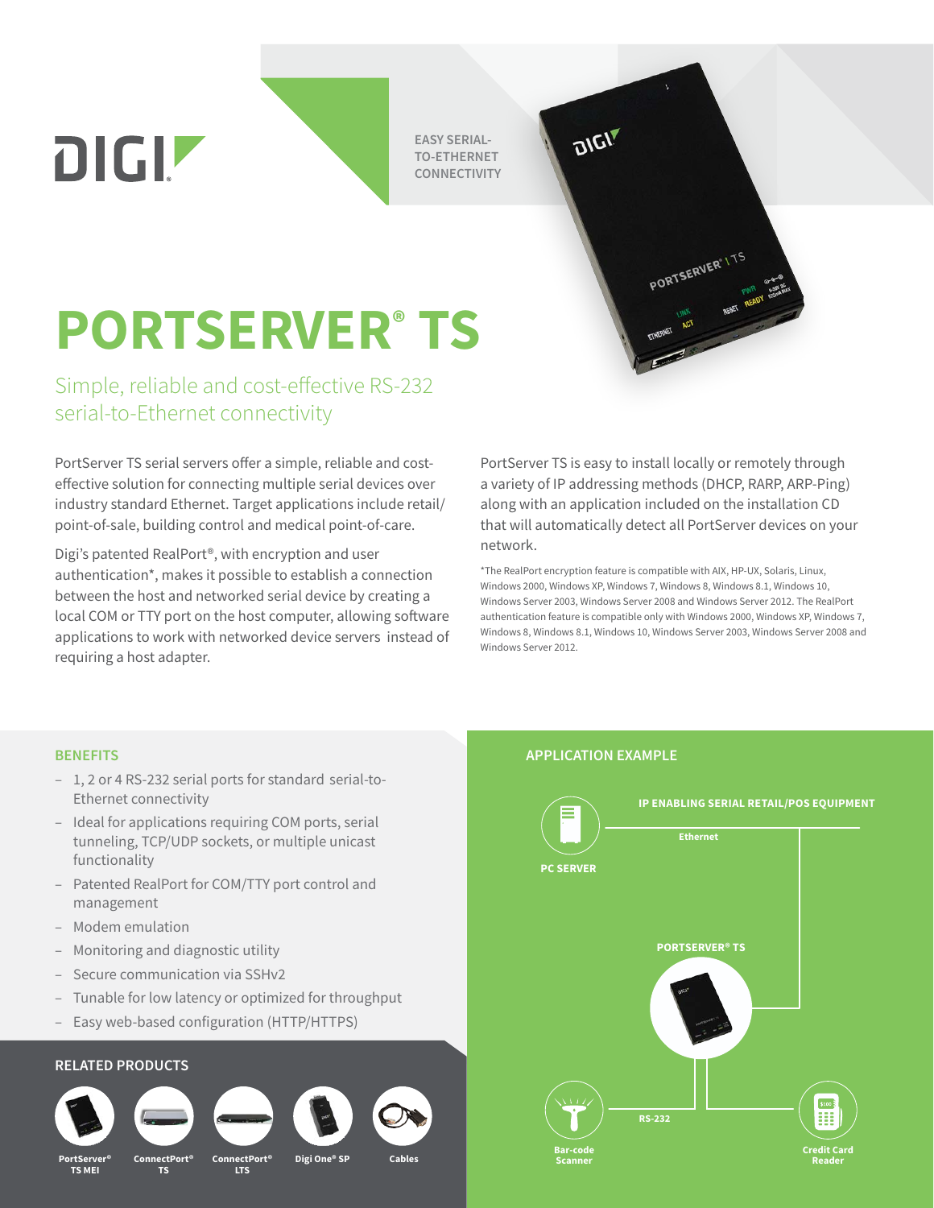DIGI

EASY SERIAL-TO-ETHERNET CONNECTIVITY

# PORTSERVER® TS

## Simple, reliable and cost-effective RS-232 serial-to-Ethernet connectivity

PortServer TS serial servers offer a simple, reliable and cost-effective solution for connecting multiple serial devices over industry standard Ethernet. Target applications include retail/point-of-sale, building control and medical point-of-care.

Digi's patented RealPort®, with encryption and user authentication*, makes it possible to establish a connection between the host and networked serial device by creating a local COM or TTY port on the host computer, allowing software applications to work with networked device servers instead of requiring a host adapter.

PortServer TS is easy to install locally or remotely through a variety of IP addressing methods (DHCP, RARP, ARP-Ping) along with an application included on the installation CD that will automatically detect all PortServer devices on your network.

*The RealPort encryption feature is compatible with AIX, HP-UX, Solaris, Linux, Windows 2000, Windows XP, Windows 7, Windows 8, Windows 8.1, Windows 10, Windows Server 2003, Windows Server 2008 and Windows Server 2012. The RealPort authentication feature is compatible only with Windows 2000, Windows XP, Windows 7, Windows 8, Windows 8.1, Windows 10, Windows Server 2003, Windows Server 2008 and Windows Server 2012.

### BENEFITS

- 1, 2 or 4 RS-232 serial ports for standard serial-to-Ethernet connectivity
- Ideal for applications requiring COM ports, serial tunneling, TCP/UDP sockets, or multiple unicast functionality
- Patented RealPort for COM/TTY port control and management
- Modem emulation
- Monitoring and diagnostic utility
- Secure communication via SSHv2
- Tunable for low latency or optimized for throughput
- Easy web-based configuration (HTTP/HTTPS)

### RELATED PRODUCTS

PortServer® TS MEI

ConnectPort® TS

ConnectPort® LTS

Digi One® SP

Cables

### APPLICATION EXAMPLE

IP ENABLING SERIAL RETAIL/POS EQUIPMENT

PC SERVER

Ethernet

PORTSERVER® TS

RS-232

Bar-code Scanner

Credit Card Reader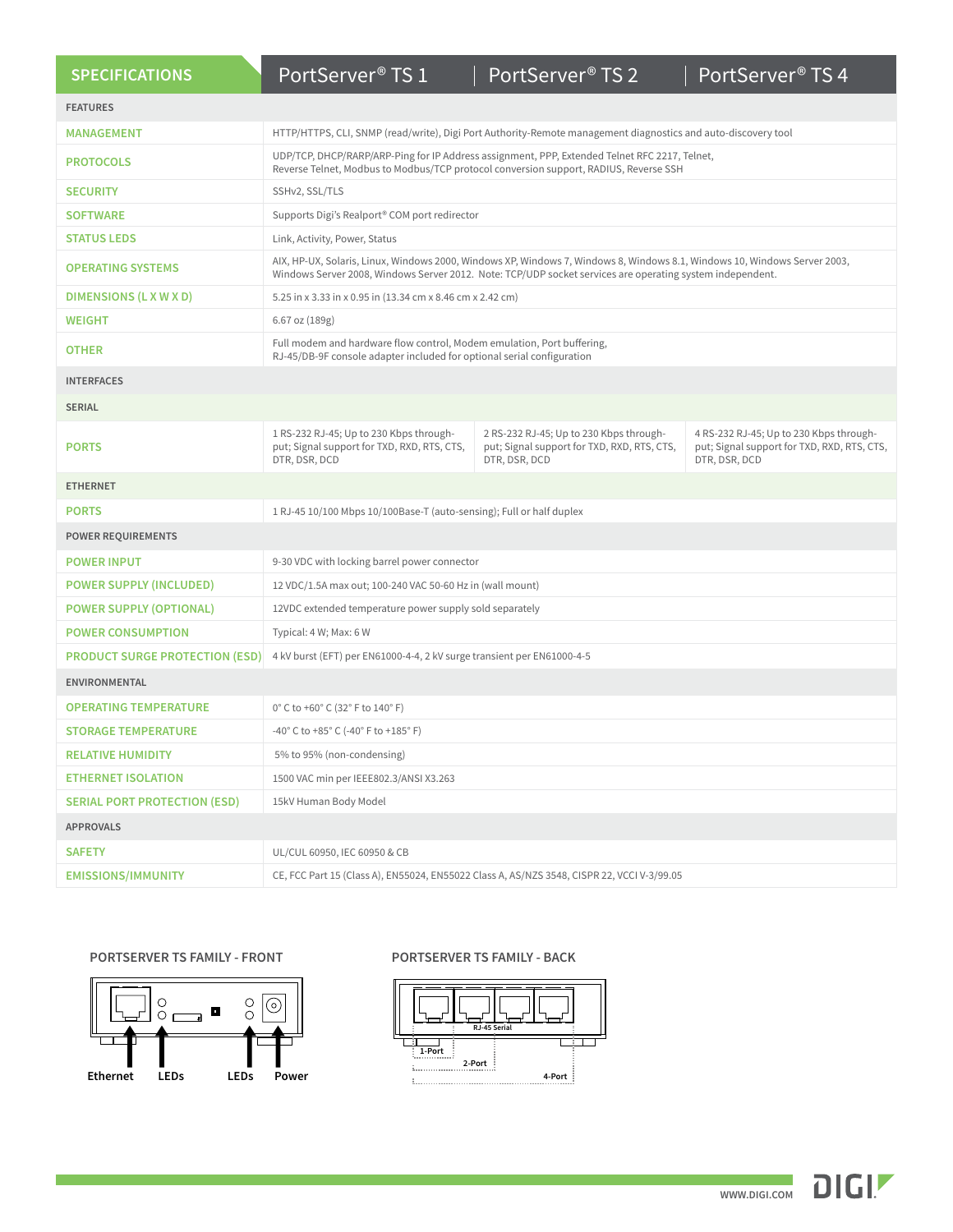| SPECIFICATIONS | PortServer® TS 1 | PortServer® TS 2 | PortServer® TS 4 |
|---|---|---|---|
| **FEATURES** | | | |
| MANAGEMENT | HTTP/HTTPS, CLI, SNMP (read/write), Digi Port Authority-Remote management diagnostics and auto-discovery tool | | |
| PROTOCOLS | UDP/TCP, DHCP/RARP/ARP-Ping for IP Address assignment, PPP, Extended Telnet RFC 2217, Telnet, Reverse Telnet, Modbus to Modbus/TCP protocol conversion support, RADIUS, Reverse SSH | | |
| SECURITY | SSHv2, SSL/TLS | | |
| SOFTWARE | Supports Digi's Realport® COM port redirector | | |
| STATUS LEDS | Link, Activity, Power, Status | | |
| OPERATING SYSTEMS | AIX, HP-UX, Solaris, Linux, Windows 2000, Windows XP, Windows 7, Windows 8, Windows 8.1, Windows 10, Windows Server 2003, Windows Server 2008, Windows Server 2012. Note: TCP/UDP socket services are operating system independent. | | |
| DIMENSIONS (L X W X D) | 5.25 in x 3.33 in x 0.95 in (13.34 cm x 8.46 cm x 2.42 cm) | | |
| WEIGHT | 6.67 oz (189g) | | |
| OTHER | Full modem and hardware flow control, Modem emulation, Port buffering, RJ-45/DB-9F console adapter included for optional serial configuration | | |
| **INTERFACES** | | | |
| **SERIAL** | | | |
| PORTS | 1 RS-232 RJ-45; Up to 230 Kbps through-put; Signal support for TXD, RXD, RTS, CTS, DTR, DSR, DCD | 2 RS-232 RJ-45; Up to 230 Kbps through-put; Signal support for TXD, RXD, RTS, CTS, DTR, DSR, DCD | 4 RS-232 RJ-45; Up to 230 Kbps through-put; Signal support for TXD, RXD, RTS, CTS, DTR, DSR, DCD |
| **ETHERNET** | | | |
| PORTS | 1 RJ-45 10/100 Mbps 10/100Base-T (auto-sensing); Full or half duplex | | |
| **POWER REQUIREMENTS** | | | |
| POWER INPUT | 9-30 VDC with locking barrel power connector | | |
| POWER SUPPLY (INCLUDED) | 12 VDC/1.5A max out; 100-240 VAC 50-60 Hz in (wall mount) | | |
| POWER SUPPLY (OPTIONAL) | 12VDC extended temperature power supply sold separately | | |
| POWER CONSUMPTION | Typical: 4 W; Max: 6 W | | |
| PRODUCT SURGE PROTECTION (ESD) | 4 kV burst (EFT) per EN61000-4-4, 2 kV surge transient per EN61000-4-5 | | |
| **ENVIRONMENTAL** | | | |
| OPERATING TEMPERATURE | 0° C to +60° C (32° F to 140° F) | | |
| STORAGE TEMPERATURE | -40° C to +85° C (-40° F to +185° F) | | |
| RELATIVE HUMIDITY | 5% to 95% (non-condensing) | | |
| ETHERNET ISOLATION | 1500 VAC min per IEEE802.3/ANSI X3.263 | | |
| SERIAL PORT PROTECTION (ESD) | 15kV Human Body Model | | |
| **APPROVALS** | | | |
| SAFETY | UL/CUL 60950, IEC 60950 & CB | | |
| EMISSIONS/IMMUNITY | CE, FCC Part 15 (Class A), EN55024, EN55022 Class A, AS/NZS 3548, CISPR 22, VCCI V-3/99.05 | | |

**PORTSERVER TS FAMILY - FRONT**

Ethernet LEDs LEDs Power

**PORTSERVER TS FAMILY - BACK**

RJ-45 Serial

1-Port 2-Port 4-Port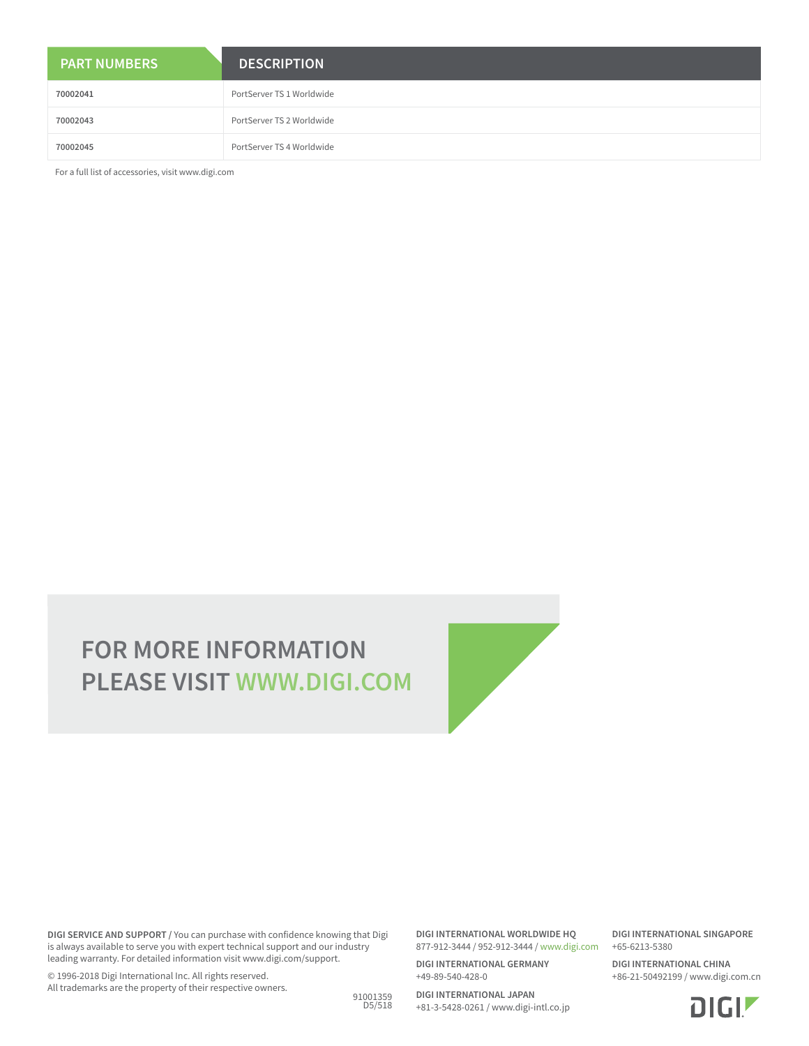| PART NUMBERS | DESCRIPTION |
| --- | --- |
| 70002041 | PortServer TS 1 Worldwide |
| 70002043 | PortServer TS 2 Worldwide |
| 70002045 | PortServer TS 4 Worldwide |

For a full list of accessories, visit www.digi.com

## FOR MORE INFORMATION PLEASE VISIT WWW.DIGI.COM

**DIGI SERVICE AND SUPPORT /** You can purchase with confidence knowing that Digi is always available to serve you with expert technical support and our industry leading warranty. For detailed information visit www.digi.com/support.

© 1996-2018 Digi International Inc. All rights reserved.
All trademarks are the property of their respective owners.

91001359
D5/518

**DIGI INTERNATIONAL WORLDWIDE HQ**
877-912-3444 / 952-912-3444 / www.digi.com

**DIGI INTERNATIONAL GERMANY**
+49-89-540-428-0

**DIGI INTERNATIONAL JAPAN**
+81-3-5428-0261 / www.digi-intl.co.jp

**DIGI INTERNATIONAL SINGAPORE**
+65-6213-5380

**DIGI INTERNATIONAL CHINA**
+86-21-50492199 / www.digi.com.cn

DIGI